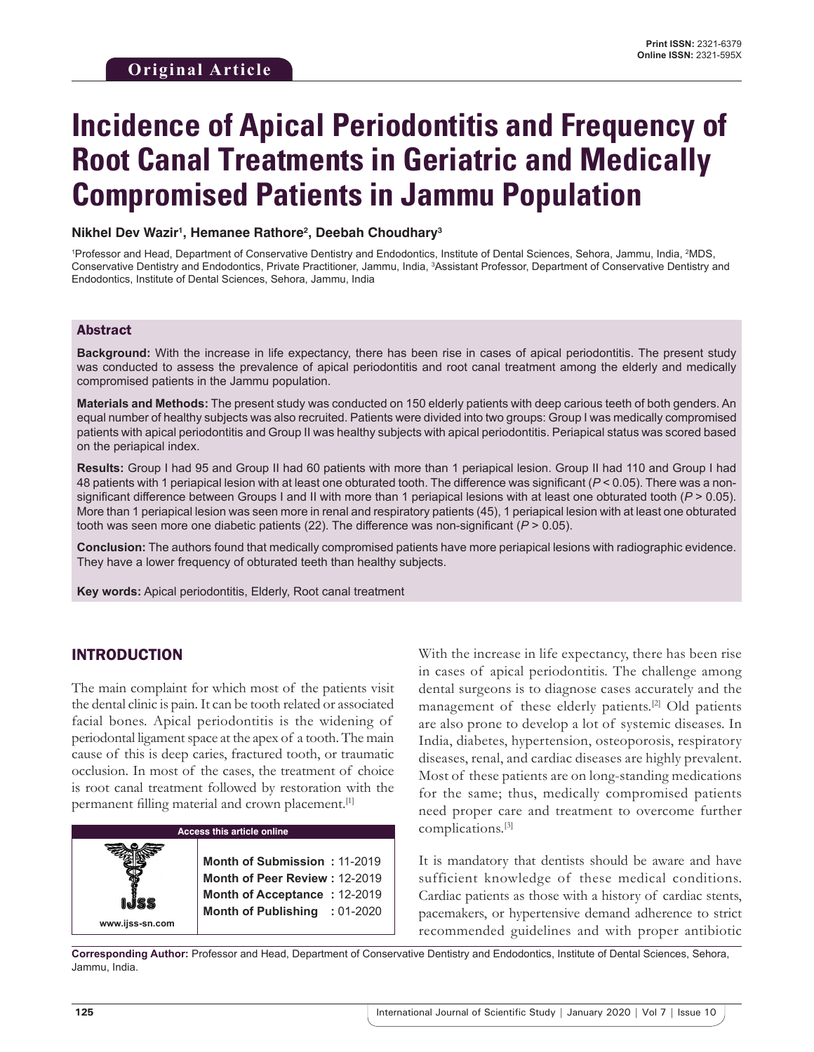**Original Article**

# Incidence of Apical Periodontitis and Frequency of Root Canal Treatments in Geriatric and Medically Compromised Patients in Jammu Population

**Nikhel Dev Wazir[1], Hemanee Rathore[2], Deebah Choudhary[3]**

[1]Professor and Head, Department of Conservative Dentistry and Endodontics, Institute of Dental Sciences, Sehora, Jammu, India, [2]MDS, Conservative Dentistry and Endodontics, Private Practitioner, Jammu, India, [3]Assistant Professor, Department of Conservative Dentistry and Endodontics, Institute of Dental Sciences, Sehora, Jammu, India

## Abstract

**Background:** With the increase in life expectancy, there has been rise in cases of apical periodontitis. The present study was conducted to assess the prevalence of apical periodontitis and root canal treatment among the elderly and medically compromised patients in the Jammu population.

**Materials and Methods:** The present study was conducted on 150 elderly patients with deep carious teeth of both genders. An equal number of healthy subjects was also recruited. Patients were divided into two groups: Group I was medically compromised patients with apical periodontitis and Group II was healthy subjects with apical periodontitis. Periapical status was scored based on the periapical index.

**Results:** Group I had 95 and Group II had 60 patients with more than 1 periapical lesion. Group II had 110 and Group I had 48 patients with 1 periapical lesion with at least one obturated tooth. The difference was significant ($P < 0.05$). There was a non-significant difference between Groups I and II with more than 1 periapical lesions with at least one obturated tooth ($P > 0.05$). More than 1 periapical lesion was seen more in renal and respiratory patients (45), 1 periapical lesion with at least one obturated tooth was seen more one diabetic patients (22). The difference was non-significant ($P > 0.05$).

**Conclusion:** The authors found that medically compromised patients have more periapical lesions with radiographic evidence. They have a lower frequency of obturated teeth than healthy subjects.

**Key words:** Apical periodontitis, Elderly, Root canal treatment

## INTRODUCTION

The main complaint for which most of the patients visit the dental clinic is pain. It can be tooth related or associated facial bones. Apical periodontitis is the widening of periodontal ligament space at the apex of a tooth. The main cause of this is deep caries, fractured tooth, or traumatic occlusion. In most of the cases, the treatment of choice is root canal treatment followed by restoration with the permanent filling material and crown placement.[1]

| Access this article online | |
|---|---|
| www.ijss-sn.com | **Month of Submission :** 11-2019 |
| | **Month of Peer Review :** 12-2019 |
| | **Month of Acceptance :** 12-2019 |
| | **Month of Publishing :** 01-2020 |

With the increase in life expectancy, there has been rise in cases of apical periodontitis. The challenge among dental surgeons is to diagnose cases accurately and the management of these elderly patients.[2] Old patients are also prone to develop a lot of systemic diseases. In India, diabetes, hypertension, osteoporosis, respiratory diseases, renal, and cardiac diseases are highly prevalent. Most of these patients are on long-standing medications for the same; thus, medically compromised patients need proper care and treatment to overcome further complications.[3]

It is mandatory that dentists should be aware and have sufficient knowledge of these medical conditions. Cardiac patients as those with a history of cardiac stents, pacemakers, or hypertensive demand adherence to strict recommended guidelines and with proper antibiotic

**Corresponding Author:** Professor and Head, Department of Conservative Dentistry and Endodontics, Institute of Dental Sciences, Sehora, Jammu, India.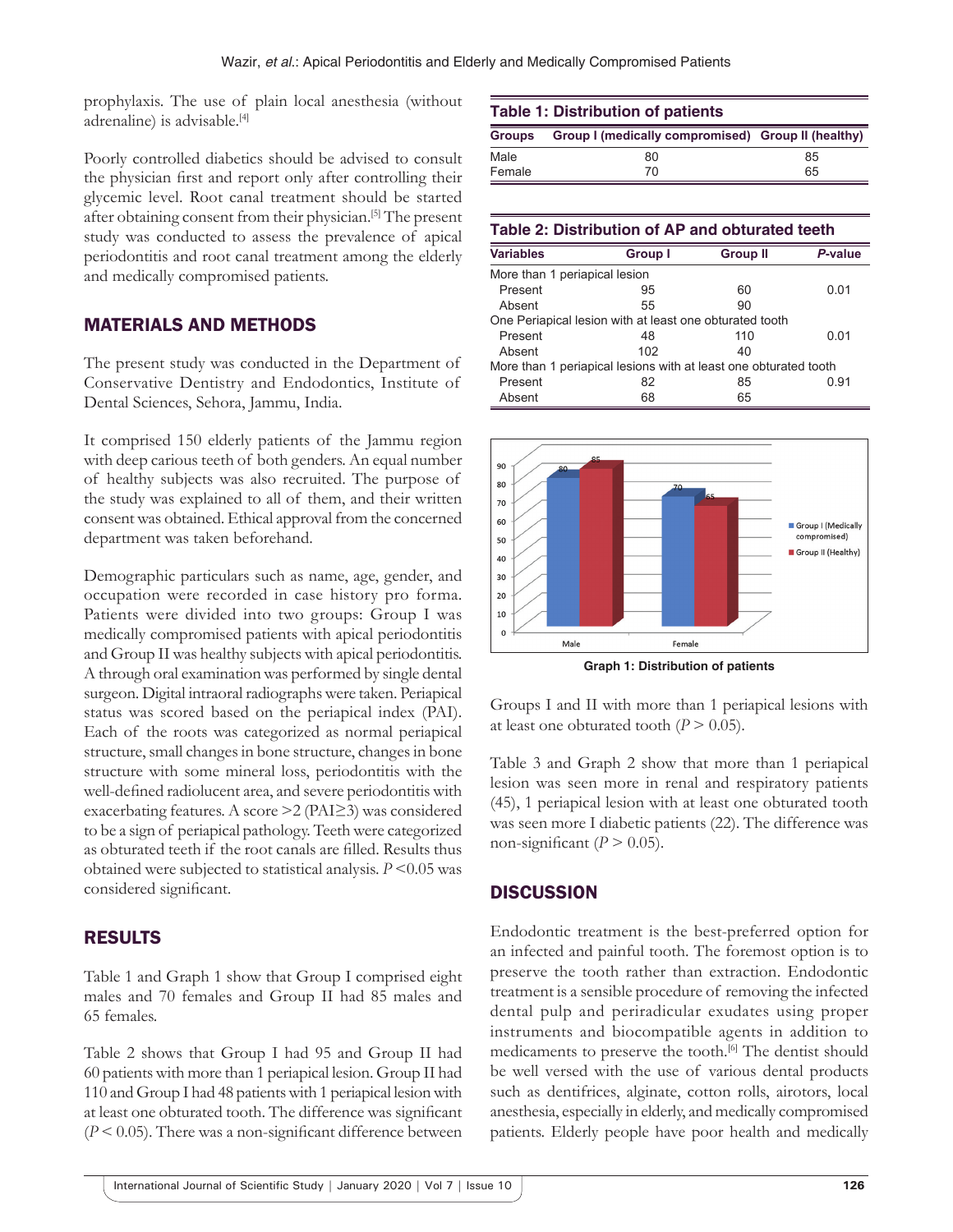prophylaxis. The use of plain local anesthesia (without adrenaline) is advisable.[4]

Poorly controlled diabetics should be advised to consult the physician first and report only after controlling their glycemic level. Root canal treatment should be started after obtaining consent from their physician.[5] The present study was conducted to assess the prevalence of apical periodontitis and root canal treatment among the elderly and medically compromised patients.

## MATERIALS AND METHODS

The present study was conducted in the Department of Conservative Dentistry and Endodontics, Institute of Dental Sciences, Sehora, Jammu, India.

It comprised 150 elderly patients of the Jammu region with deep carious teeth of both genders. An equal number of healthy subjects was also recruited. The purpose of the study was explained to all of them, and their written consent was obtained. Ethical approval from the concerned department was taken beforehand.

Demographic particulars such as name, age, gender, and occupation were recorded in case history pro forma. Patients were divided into two groups: Group I was medically compromised patients with apical periodontitis and Group II was healthy subjects with apical periodontitis. A through oral examination was performed by single dental surgeon. Digital intraoral radiographs were taken. Periapical status was scored based on the periapical index (PAI). Each of the roots was categorized as normal periapical structure, small changes in bone structure, changes in bone structure with some mineral loss, periodontitis with the well-defined radiolucent area, and severe periodontitis with exacerbating features. A score >2 (PAI≥3) was considered to be a sign of periapical pathology. Teeth were categorized as obturated teeth if the root canals are filled. Results thus obtained were subjected to statistical analysis. $P<0.05$ was considered significant.

## RESULTS

Table 1 and Graph 1 show that Group I comprised eight males and 70 females and Group II had 85 males and 65 females.

Table 2 shows that Group I had 95 and Group II had 60 patients with more than 1 periapical lesion. Group II had 110 and Group I had 48 patients with 1 periapical lesion with at least one obturated tooth. The difference was significant ($P < 0.05$). There was a non-significant difference between Groups I and II with more than 1 periapical lesions with at least one obturated tooth ($P > 0.05$).

Table 3 and Graph 2 show that more than 1 periapical lesion was seen more in renal and respiratory patients (45), 1 periapical lesion with at least one obturated tooth was seen more I diabetic patients (22). The difference was non-significant ($P > 0.05$).

**Table 1: Distribution of patients**

| Groups | Group I (medically compromised) | Group II (healthy) |
|---|---|---|
| Male | 80 | 85 |
| Female | 70 | 65 |

**Table 2: Distribution of AP and obturated teeth**

| Variables | Group I | Group II | *P*-value |
|---|---|---|---|
| More than 1 periapical lesion | | | |
| Present | 95 | 60 | 0.01 |
| Absent | 55 | 90 | |
| One Periapical lesion with at least one obturated tooth | | | |
| Present | 48 | 110 | 0.01 |
| Absent | 102 | 40 | |
| More than 1 periapical lesions with at least one obturated tooth | | | |
| Present | 82 | 85 | 0.91 |
| Absent | 68 | 65 | |

**Graph 1: Distribution of patients**

## DISCUSSION

Endodontic treatment is the best-preferred option for an infected and painful tooth. The foremost option is to preserve the tooth rather than extraction. Endodontic treatment is a sensible procedure of removing the infected dental pulp and periradicular exudates using proper instruments and biocompatible agents in addition to medicaments to preserve the tooth.[6] The dentist should be well versed with the use of various dental products such as dentifrices, alginate, cotton rolls, airotors, local anesthesia, especially in elderly, and medically compromised patients. Elderly people have poor health and medically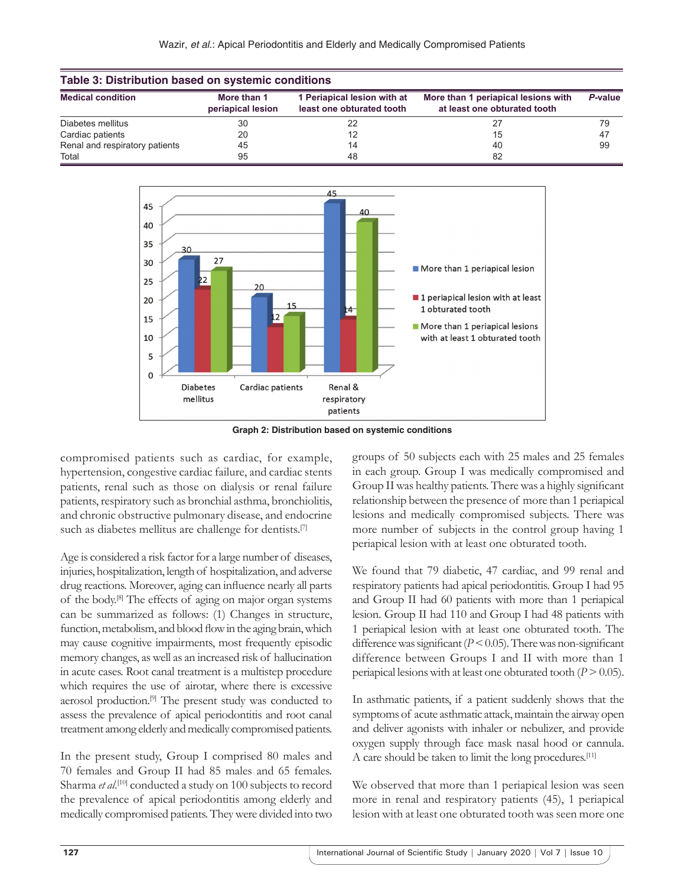**Table 3: Distribution based on systemic conditions**

| Medical condition | More than 1 periapical lesion | 1 Periapical lesion with at least one obturated tooth | More than 1 periapical lesions with at least one obturated tooth | *P*-value |
|---|---|---|---|---|
| Diabetes mellitus | 30 | 22 | 27 | 79 |
| Cardiac patients | 20 | 12 | 15 | 47 |
| Renal and respiratory patients | 45 | 14 | 40 | 99 |
| Total | 95 | 48 | 82 | |

**Graph 2: Distribution based on systemic conditions**

compromised patients such as cardiac, for example, hypertension, congestive cardiac failure, and cardiac stents patients, renal such as those on dialysis or renal failure patients, respiratory such as bronchial asthma, bronchiolitis, and chronic obstructive pulmonary disease, and endocrine such as diabetes mellitus are challenge for dentists.[7]

Age is considered a risk factor for a large number of diseases, injuries, hospitalization, length of hospitalization, and adverse drug reactions. Moreover, aging can influence nearly all parts of the body.[8] The effects of aging on major organ systems can be summarized as follows: (1) Changes in structure, function, metabolism, and blood flow in the aging brain, which may cause cognitive impairments, most frequently episodic memory changes, as well as an increased risk of hallucination in acute cases. Root canal treatment is a multistep procedure which requires the use of airotar, where there is excessive aerosol production.[9] The present study was conducted to assess the prevalence of apical periodontitis and root canal treatment among elderly and medically compromised patients.

In the present study, Group I comprised 80 males and 70 females and Group II had 85 males and 65 females. Sharma *et al*.[10] conducted a study on 100 subjects to record the prevalence of apical periodontitis among elderly and medically compromised patients. They were divided into two groups of 50 subjects each with 25 males and 25 females in each group. Group I was medically compromised and Group II was healthy patients. There was a highly significant relationship between the presence of more than 1 periapical lesions and medically compromised subjects. There was more number of subjects in the control group having 1 periapical lesion with at least one obturated tooth.

We found that 79 diabetic, 47 cardiac, and 99 renal and respiratory patients had apical periodontitis. Group I had 95 and Group II had 60 patients with more than 1 periapical lesion. Group II had 110 and Group I had 48 patients with 1 periapical lesion with at least one obturated tooth. The difference was significant ($P < 0.05$). There was non-significant difference between Groups I and II with more than 1 periapical lesions with at least one obturated tooth ($P > 0.05$).

In asthmatic patients, if a patient suddenly shows that the symptoms of acute asthmatic attack, maintain the airway open and deliver agonists with inhaler or nebulizer, and provide oxygen supply through face mask nasal hood or cannula. A care should be taken to limit the long procedures.[11]

We observed that more than 1 periapical lesion was seen more in renal and respiratory patients (45), 1 periapical lesion with at least one obturated tooth was seen more one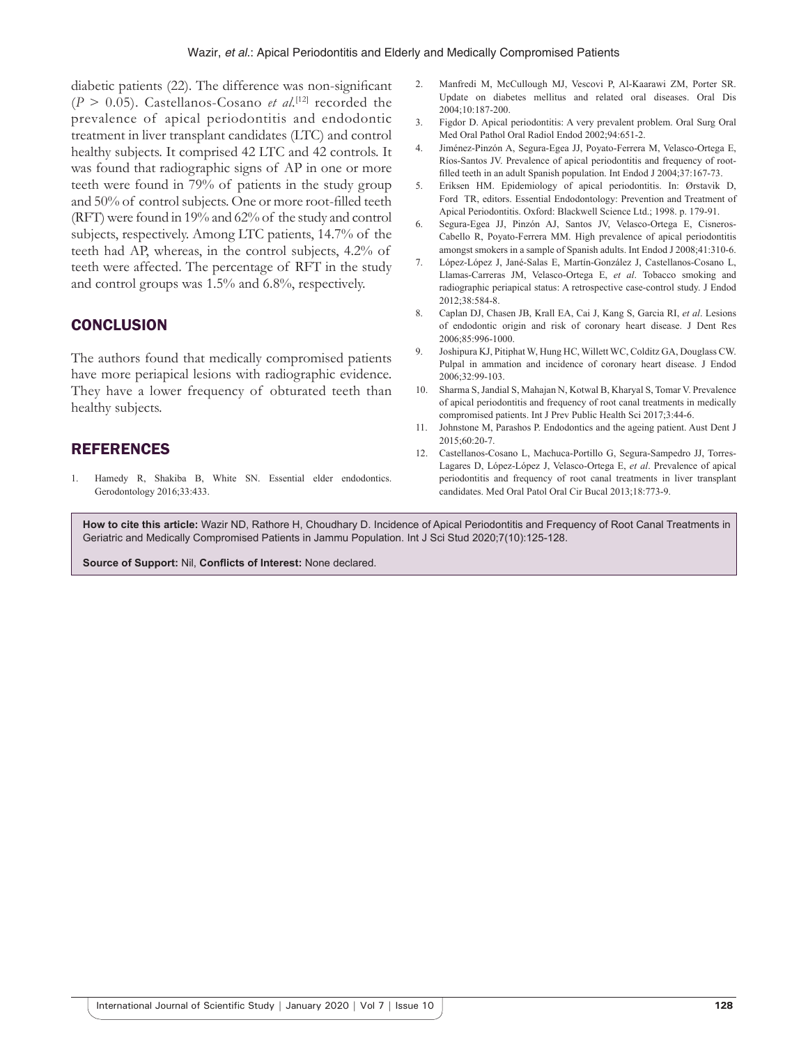diabetic patients (22). The difference was non-significant ($P > 0.05$). Castellanos-Cosano *et al.*[12] recorded the prevalence of apical periodontitis and endodontic treatment in liver transplant candidates (LTC) and control healthy subjects. It comprised 42 LTC and 42 controls. It was found that radiographic signs of AP in one or more teeth were found in 79% of patients in the study group and 50% of control subjects. One or more root-filled teeth (RFT) were found in 19% and 62% of the study and control subjects, respectively. Among LTC patients, 14.7% of the teeth had AP, whereas, in the control subjects, 4.2% of teeth were affected. The percentage of RFT in the study and control groups was 1.5% and 6.8%, respectively.

## CONCLUSION

The authors found that medically compromised patients have more periapical lesions with radiographic evidence. They have a lower frequency of obturated teeth than healthy subjects.

## REFERENCES

1. Hamedy R, Shakiba B, White SN. Essential elder endodontics. Gerodontology 2016;33:433.
2. Manfredi M, McCullough MJ, Vescovi P, Al-Kaarawi ZM, Porter SR. Update on diabetes mellitus and related oral diseases. Oral Dis 2004;10:187-200.
3. Figdor D. Apical periodontitis: A very prevalent problem. Oral Surg Oral Med Oral Pathol Oral Radiol Endod 2002;94:651-2.
4. Jiménez-Pinzón A, Segura-Egea JJ, Poyato-Ferrera M, Velasco-Ortega E, Ríos-Santos JV. Prevalence of apical periodontitis and frequency of root-filled teeth in an adult Spanish population. Int Endod J 2004;37:167-73.
5. Eriksen HM. Epidemiology of apical periodontitis. In: Ørstavik D, Ford TR, editors. Essential Endodontology: Prevention and Treatment of Apical Periodontitis. Oxford: Blackwell Science Ltd.; 1998. p. 179-91.
6. Segura-Egea JJ, Pinzón AJ, Santos JV, Velasco-Ortega E, Cisneros-Cabello R, Poyato-Ferrera MM. High prevalence of apical periodontitis amongst smokers in a sample of Spanish adults. Int Endod J 2008;41:310-6.
7. López-López J, Jané-Salas E, Martín-González J, Castellanos-Cosano L, Llamas-Carreras JM, Velasco-Ortega E, *et al*. Tobacco smoking and radiographic periapical status: A retrospective case-control study. J Endod 2012;38:584-8.
8. Caplan DJ, Chasen JB, Krall EA, Cai J, Kang S, Garcia RI, *et al*. Lesions of endodontic origin and risk of coronary heart disease. J Dent Res 2006;85:996-1000.
9. Joshipura KJ, Pitiphat W, Hung HC, Willett WC, Colditz GA, Douglass CW. Pulpal in ammation and incidence of coronary heart disease. J Endod 2006;32:99-103.
10. Sharma S, Jandial S, Mahajan N, Kotwal B, Kharyal S, Tomar V. Prevalence of apical periodontitis and frequency of root canal treatments in medically compromised patients. Int J Prev Public Health Sci 2017;3:44-6.
11. Johnstone M, Parashos P. Endodontics and the ageing patient. Aust Dent J 2015;60:20-7.
12. Castellanos-Cosano L, Machuca-Portillo G, Segura-Sampedro JJ, Torres-Lagares D, López-López J, Velasco-Ortega E, *et al*. Prevalence of apical periodontitis and frequency of root canal treatments in liver transplant candidates. Med Oral Patol Oral Cir Bucal 2013;18:773-9.

**How to cite this article:** Wazir ND, Rathore H, Choudhary D. Incidence of Apical Periodontitis and Frequency of Root Canal Treatments in Geriatric and Medically Compromised Patients in Jammu Population. Int J Sci Stud 2020;7(10):125-128.

**Source of Support:** Nil, **Conflicts of Interest:** None declared.